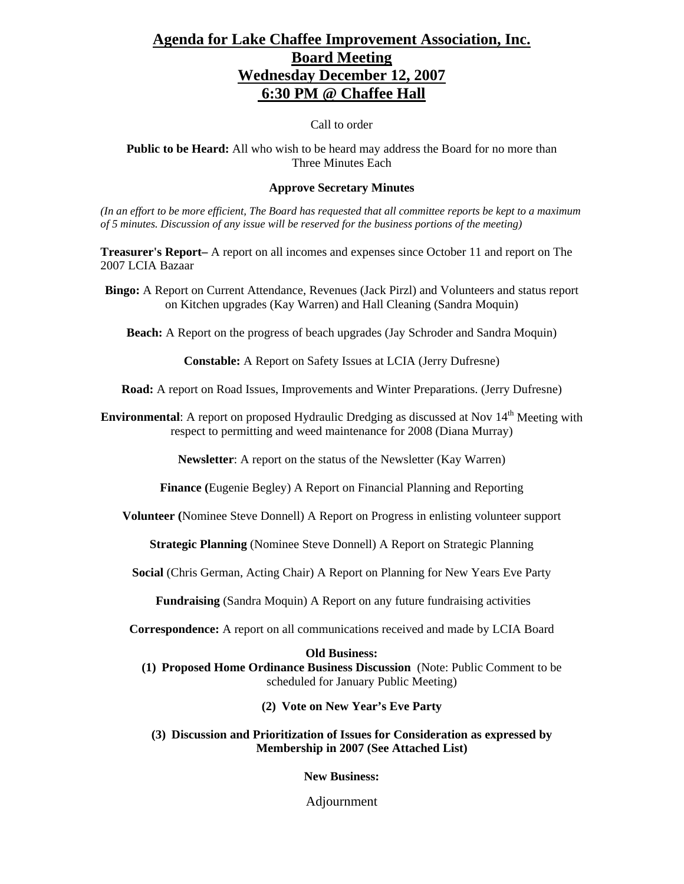# Agenda for Lake Chaffee Improvement Association, Inc.
# Board Meeting
# Wednesday December 12, 2007
# 6:30 PM @ Chaffee Hall

Call to order

**Public to be Heard:** All who wish to be heard may address the Board for no more than Three Minutes Each

**Approve Secretary Minutes**

*(In an effort to be more efficient, The Board has requested that all committee reports be kept to a maximum of 5 minutes. Discussion of any issue will be reserved for the business portions of the meeting)*

**Treasurer's Report–** A report on all incomes and expenses since October 11 and report on The 2007 LCIA Bazaar

**Bingo:** A Report on Current Attendance, Revenues (Jack Pirzl) and Volunteers and status report on Kitchen upgrades (Kay Warren) and Hall Cleaning (Sandra Moquin)

**Beach:** A Report on the progress of beach upgrades (Jay Schroder and Sandra Moquin)

**Constable:** A Report on Safety Issues at LCIA (Jerry Dufresne)

**Road:** A report on Road Issues, Improvements and Winter Preparations. (Jerry Dufresne)

**Environmental**: A report on proposed Hydraulic Dredging as discussed at Nov 14th Meeting with respect to permitting and weed maintenance for 2008 (Diana Murray)

**Newsletter**: A report on the status of the Newsletter (Kay Warren)

**Finance (**Eugenie Begley) A Report on Financial Planning and Reporting

**Volunteer (**Nominee Steve Donnell) A Report on Progress in enlisting volunteer support

**Strategic Planning** (Nominee Steve Donnell) A Report on Strategic Planning

**Social** (Chris German, Acting Chair) A Report on Planning for New Years Eve Party

**Fundraising** (Sandra Moquin) A Report on any future fundraising activities

**Correspondence:** A report on all communications received and made by LCIA Board

**Old Business:**

**(1) Proposed Home Ordinance Business Discussion** (Note: Public Comment to be scheduled for January Public Meeting)

**(2) Vote on New Year's Eve Party**

**(3) Discussion and Prioritization of Issues for Consideration as expressed by Membership in 2007 (See Attached List)**

**New Business:**

Adjournment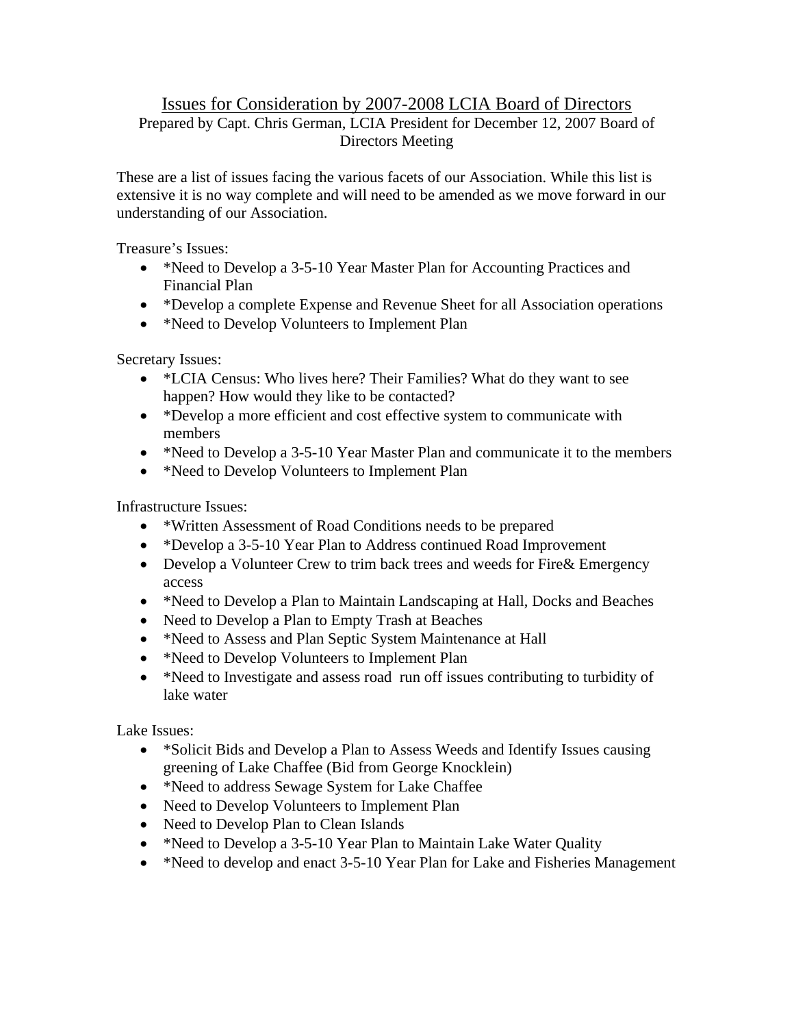# Issues for Consideration by 2007-2008 LCIA Board of Directors

Prepared by Capt. Chris German, LCIA President for December 12, 2007 Board of Directors Meeting

These are a list of issues facing the various facets of our Association. While this list is extensive it is no way complete and will need to be amended as we move forward in our understanding of our Association.

Treasure's Issues:

- *Need to Develop a 3-5-10 Year Master Plan for Accounting Practices and Financial Plan
- *Develop a complete Expense and Revenue Sheet for all Association operations
- *Need to Develop Volunteers to Implement Plan

Secretary Issues:

- *LCIA Census: Who lives here? Their Families? What do they want to see happen? How would they like to be contacted?
- *Develop a more efficient and cost effective system to communicate with members
- *Need to Develop a 3-5-10 Year Master Plan and communicate it to the members
- *Need to Develop Volunteers to Implement Plan

Infrastructure Issues:

- *Written Assessment of Road Conditions needs to be prepared
- *Develop a 3-5-10 Year Plan to Address continued Road Improvement
- Develop a Volunteer Crew to trim back trees and weeds for Fire& Emergency access
- *Need to Develop a Plan to Maintain Landscaping at Hall, Docks and Beaches
- Need to Develop a Plan to Empty Trash at Beaches
- *Need to Assess and Plan Septic System Maintenance at Hall
- *Need to Develop Volunteers to Implement Plan
- *Need to Investigate and assess road run off issues contributing to turbidity of lake water

Lake Issues:

- *Solicit Bids and Develop a Plan to Assess Weeds and Identify Issues causing greening of Lake Chaffee (Bid from George Knocklein)
- *Need to address Sewage System for Lake Chaffee
- Need to Develop Volunteers to Implement Plan
- Need to Develop Plan to Clean Islands
- *Need to Develop a 3-5-10 Year Plan to Maintain Lake Water Quality
- *Need to develop and enact 3-5-10 Year Plan for Lake and Fisheries Management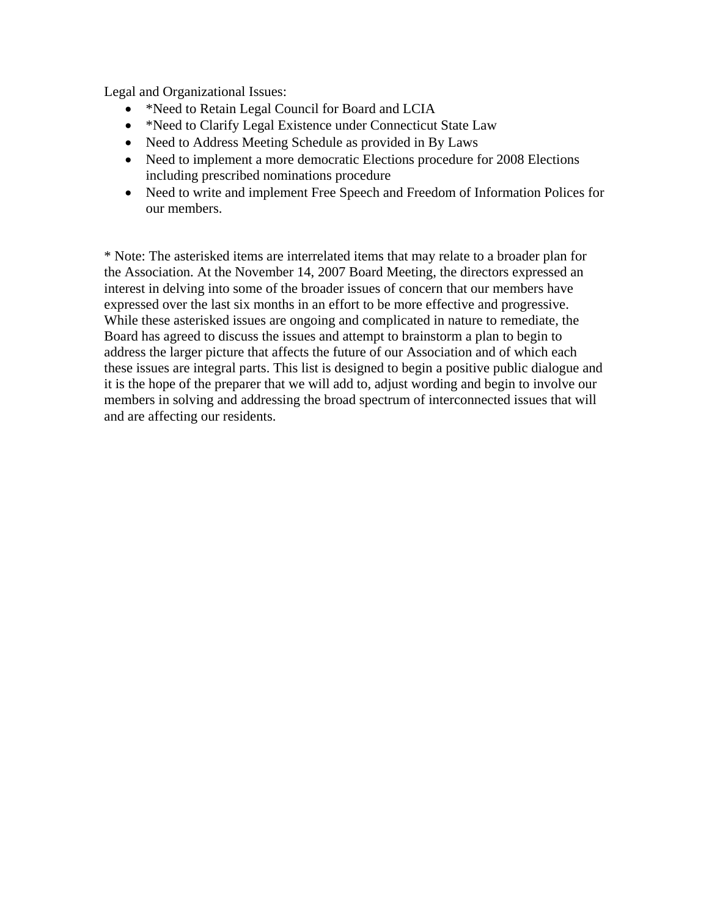Legal and Organizational Issues:

- *Need to Retain Legal Council for Board and LCIA
- *Need to Clarify Legal Existence under Connecticut State Law
- Need to Address Meeting Schedule as provided in By Laws
- Need to implement a more democratic Elections procedure for 2008 Elections including prescribed nominations procedure
- Need to write and implement Free Speech and Freedom of Information Polices for our members.

* Note: The asterisked items are interrelated items that may relate to a broader plan for the Association. At the November 14, 2007 Board Meeting, the directors expressed an interest in delving into some of the broader issues of concern that our members have expressed over the last six months in an effort to be more effective and progressive. While these asterisked issues are ongoing and complicated in nature to remediate, the Board has agreed to discuss the issues and attempt to brainstorm a plan to begin to address the larger picture that affects the future of our Association and of which each these issues are integral parts. This list is designed to begin a positive public dialogue and it is the hope of the preparer that we will add to, adjust wording and begin to involve our members in solving and addressing the broad spectrum of interconnected issues that will and are affecting our residents.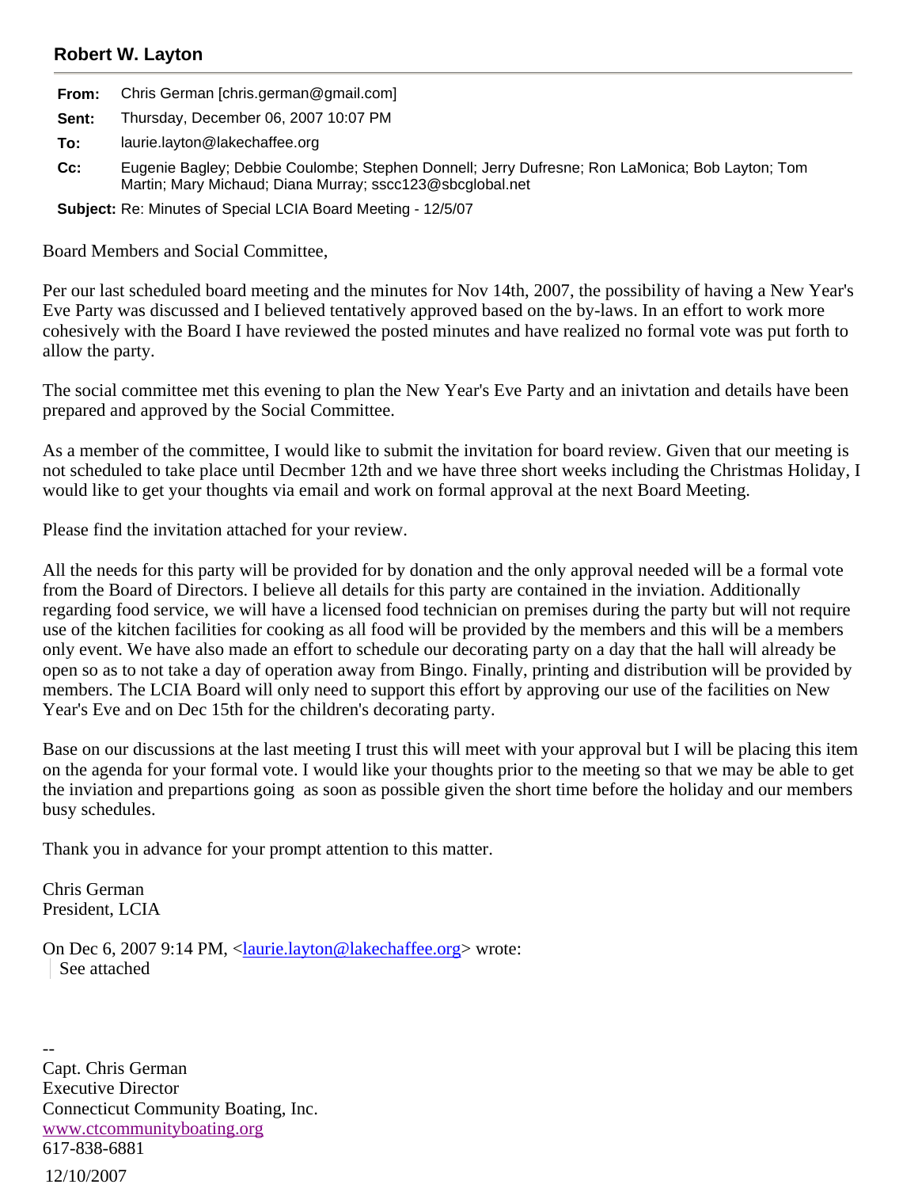## Robert W. Layton

**From:** Chris German [chris.german@gmail.com]

**Sent:** Thursday, December 06, 2007 10:07 PM

**To:** laurie.layton@lakechaffee.org

**Cc:** Eugenie Bagley; Debbie Coulombe; Stephen Donnell; Jerry Dufresne; Ron LaMonica; Bob Layton; Tom Martin; Mary Michaud; Diana Murray; sscc123@sbcglobal.net

**Subject:** Re: Minutes of Special LCIA Board Meeting - 12/5/07

Board Members and Social Committee,

Per our last scheduled board meeting and the minutes for Nov 14th, 2007, the possibility of having a New Year's Eve Party was discussed and I believed tentatively approved based on the by-laws. In an effort to work more cohesively with the Board I have reviewed the posted minutes and have realized no formal vote was put forth to allow the party.

The social committee met this evening to plan the New Year's Eve Party and an inivtation and details have been prepared and approved by the Social Committee.

As a member of the committee, I would like to submit the invitation for board review. Given that our meeting is not scheduled to take place until Decmber 12th and we have three short weeks including the Christmas Holiday, I would like to get your thoughts via email and work on formal approval at the next Board Meeting.

Please find the invitation attached for your review.

All the needs for this party will be provided for by donation and the only approval needed will be a formal vote from the Board of Directors. I believe all details for this party are contained in the inviation. Additionally regarding food service, we will have a licensed food technician on premises during the party but will not require use of the kitchen facilities for cooking as all food will be provided by the members and this will be a members only event. We have also made an effort to schedule our decorating party on a day that the hall will already be open so as to not take a day of operation away from Bingo. Finally, printing and distribution will be provided by members. The LCIA Board will only need to support this effort by approving our use of the facilities on New Year's Eve and on Dec 15th for the children's decorating party.

Base on our discussions at the last meeting I trust this will meet with your approval but I will be placing this item on the agenda for your formal vote. I would like your thoughts prior to the meeting so that we may be able to get the inviation and prepartions going as soon as possible given the short time before the holiday and our members busy schedules.

Thank you in advance for your prompt attention to this matter.

Chris German
President, LCIA

On Dec 6, 2007 9:14 PM, <laurie.layton@lakechaffee.org> wrote:

> See attached

--
Capt. Chris German
Executive Director
Connecticut Community Boating, Inc.
www.ctcommunityboating.org
617-838-6881

12/10/2007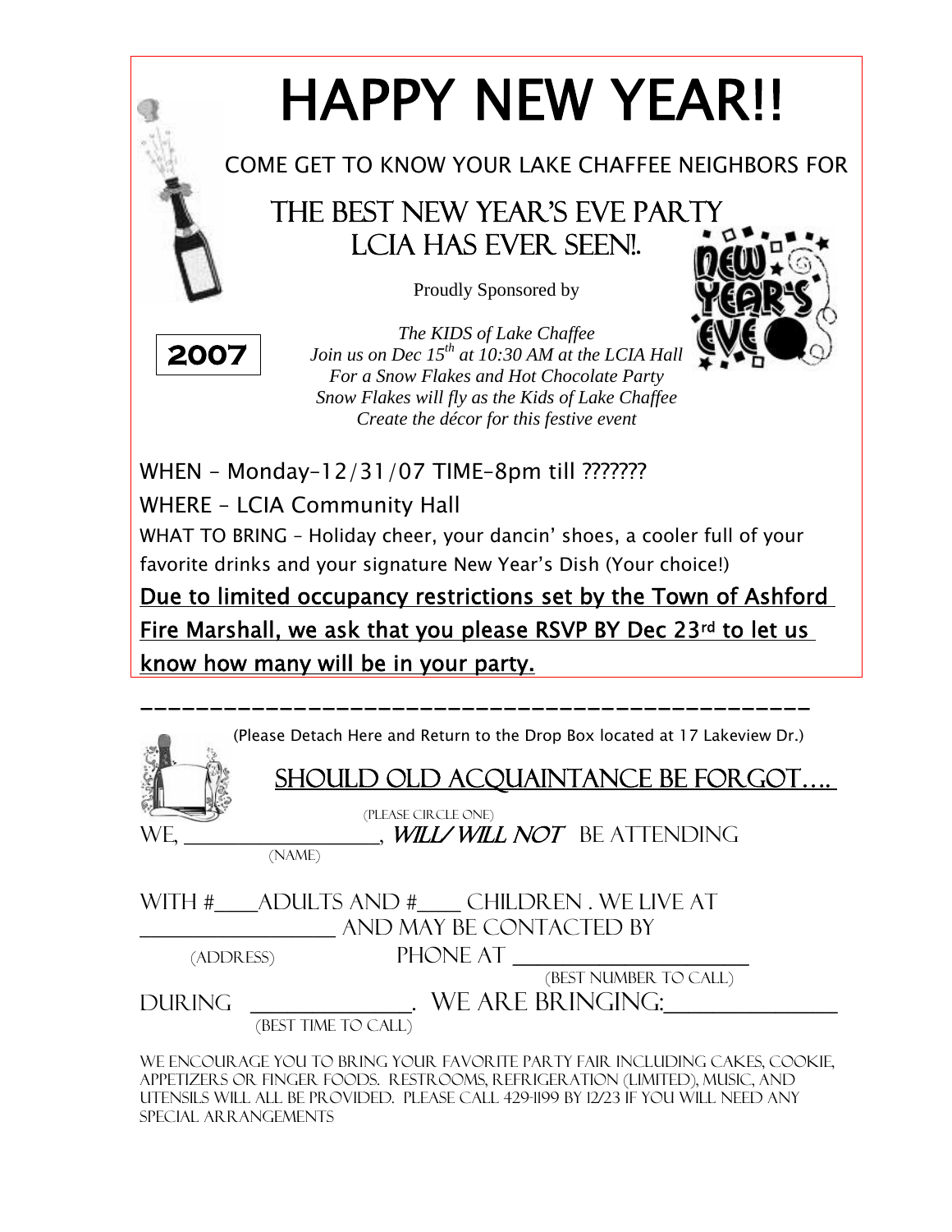# HAPPY NEW YEAR!!

COME GET TO KNOW YOUR LAKE CHAFFEE NEIGHBORS FOR

## THE BEST NEW YEAR'S EVE PARTY LCIA HAS EVER SEEN!.

Proudly Sponsored by

**2007**

*The KIDS of Lake Chaffee*
*Join us on Dec 15th at 10:30 AM at the LCIA Hall*
*For a Snow Flakes and Hot Chocolate Party*
*Snow Flakes will fly as the Kids of Lake Chaffee*
*Create the décor for this festive event*

WHEN – Monday-12/31/07 TIME-8pm till ???????

WHERE – LCIA Community Hall

WHAT TO BRING – Holiday cheer, your dancin' shoes, a cooler full of your favorite drinks and your signature New Year's Dish (Your choice!)

<u>Due to limited occupancy restrictions set by the Town of Ashford Fire Marshall, we ask that you please RSVP BY Dec 23rd to let us know how many will be in your party.</u>

---

(Please Detach Here and Return to the Drop Box located at 17 Lakeview Dr.)

## <u>SHOULD OLD ACQUAINTANCE BE FORGOT….</u>

(PLEASE CIRCLE ONE)

WE, ________________, *WILL/ WILL NOT* BE ATTENDING
(NAME)

WITH #____ADULTS AND #____ CHILDREN . WE LIVE AT ________________ AND MAY BE CONTACTED BY
(ADDRESS) PHONE AT ____________________
(BEST NUMBER TO CALL)

DURING ______________. WE ARE BRINGING:______________
(BEST TIME TO CALL)

WE ENCOURAGE YOU TO BRING YOUR FAVORITE PARTY FAIR INCLUDING CAKES, COOKIE, APPETIZERS OR FINGER FOODS. RESTROOMS, REFRIGERATION (LIMITED), MUSIC, AND UTENSILS WILL ALL BE PROVIDED. PLEASE CALL 429-1199 BY 12/23 IF YOU WILL NEED ANY SPECIAL ARRANGEMENTS